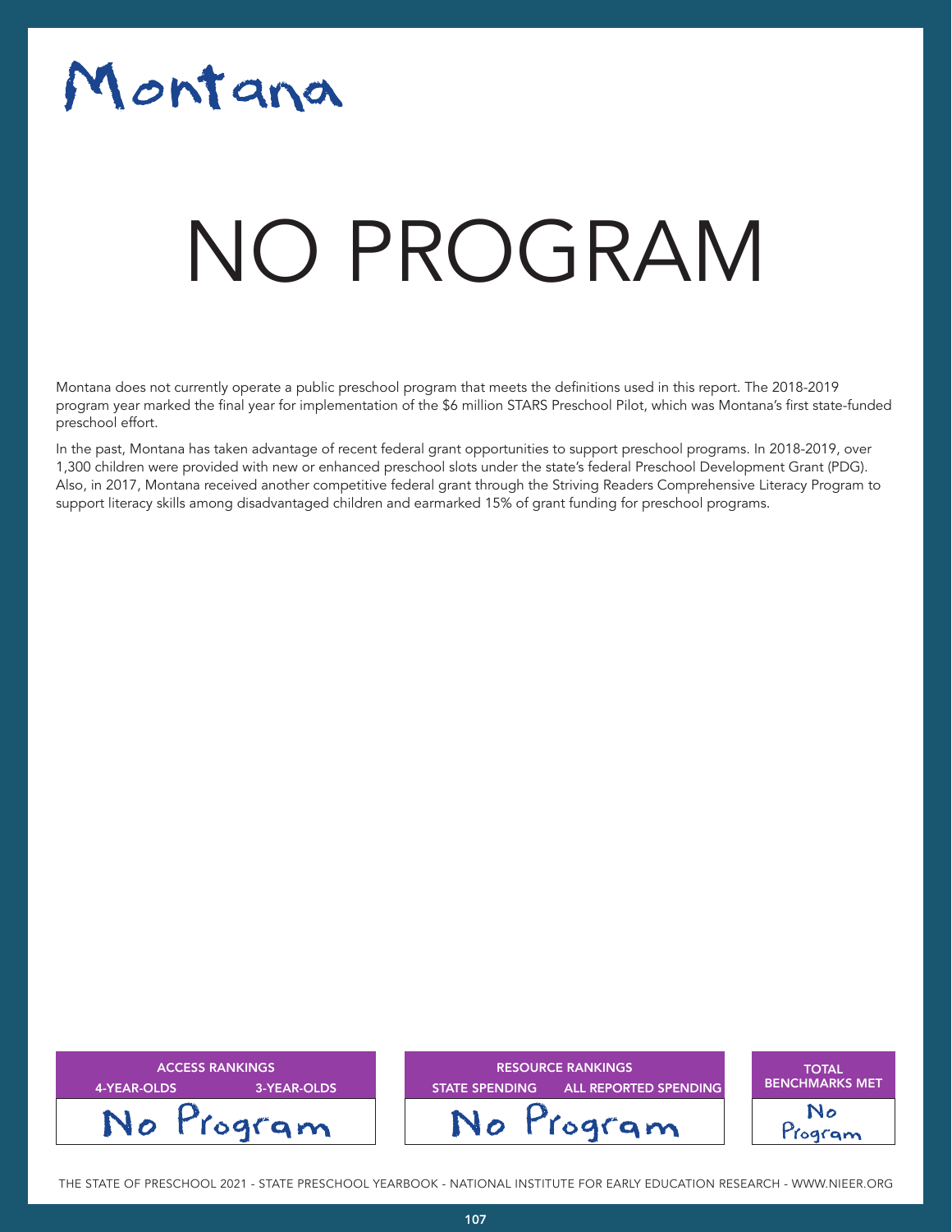# Montana

# NO PROGRAM

Montana does not currently operate a public preschool program that meets the definitions used in this report. The 2018-2019 program year marked the final year for implementation of the $6 million STARS Preschool Pilot, which was Montana's first state-funded preschool effort.

In the past, Montana has taken advantage of recent federal grant opportunities to support preschool programs. In 2018-2019, over 1,300 children were provided with new or enhanced preschool slots under the state's federal Preschool Development Grant (PDG). Also, in 2017, Montana received another competitive federal grant through the Striving Readers Comprehensive Literacy Program to support literacy skills among disadvantaged children and earmarked 15% of grant funding for preschool programs.

| ACCESS RANKINGS | | RESOURCE RANKINGS | | TOTAL BENCHMARKS MET |
|---|---|---|---|---|
| 4-YEAR-OLDS | 3-YEAR-OLDS | STATE SPENDING | ALL REPORTED SPENDING | |
| No Program | | No Program | | No Program |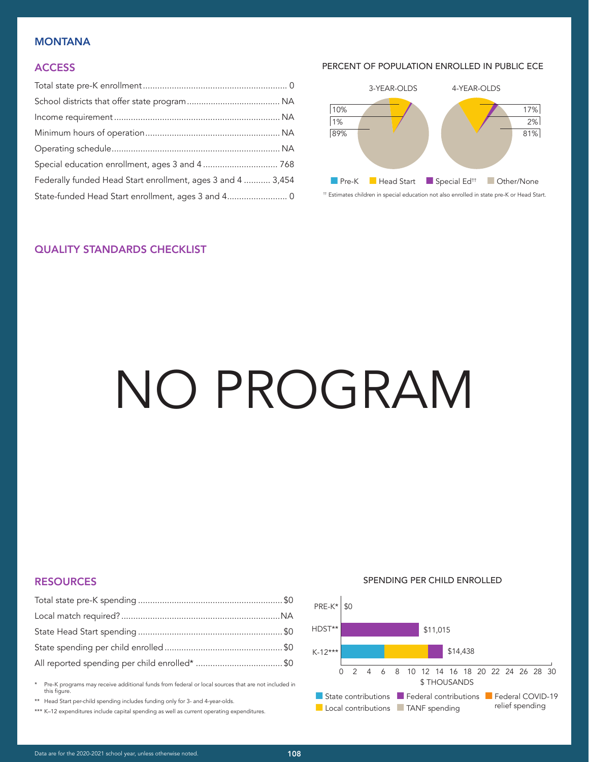# MONTANA

## ACCESS

| | |
|---|---|
| Total state pre-K enrollment | 0 |
| School districts that offer state program | NA |
| Income requirement | NA |
| Minimum hours of operation | NA |
| Operating schedule | NA |
| Special education enrollment, ages 3 and 4 | 768 |
| Federally funded Head Start enrollment, ages 3 and 4 | 3,454 |
| State-funded Head Start enrollment, ages 3 and 4 | 0 |

PERCENT OF POPULATION ENROLLED IN PUBLIC ECE

3-YEAR-OLDS
10%
1%
89%

4-YEAR-OLDS
17%
2%
81%

Pre-K  Head Start  Special Ed[††]  Other/None

[††] Estimates children in special education not also enrolled in state pre-K or Head Start.

## QUALITY STANDARDS CHECKLIST

# NO PROGRAM

## RESOURCES

| | |
|---|---|
| Total state pre-K spending | $0 |
| Local match required? | NA |
| State Head Start spending | $0 |
| State spending per child enrolled | $0 |
| All reported spending per child enrolled* | $0 |

\* Pre-K programs may receive additional funds from federal or local sources that are not included in this figure.

** Head Start per-child spending includes funding only for 3- and 4-year-olds.

*** K–12 expenditures include capital spending as well as current operating expenditures.

SPENDING PER CHILD ENROLLED

PRE-K* $0
HDST** $11,015
K-12*** $14,438

0 2 4 6 8 10 12 14 16 18 20 22 24 26 28 30
$ THOUSANDS

State contributions  Federal contributions  Federal COVID-19 relief spending
Local contributions  TANF spending

Data are for the 2020-2021 school year, unless otherwise noted.